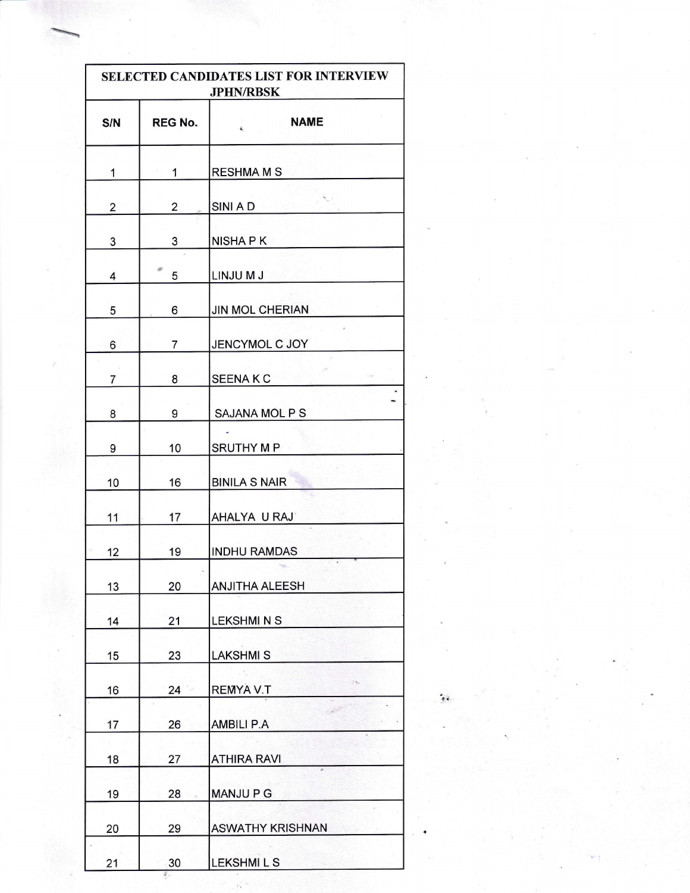| SELECTED CANDIDATES LIST FOR INTERVIEW JPHN/RBSK | | |
|---|---|---|
| S/N | REG No. | NAME |
| 1 | 1 | RESHMA M S |
| 2 | 2 | SINI A D |
| 3 | 3 | NISHA P K |
| 4 | 5 | LINJU M J |
| 5 | 6 | JIN MOL CHERIAN |
| 6 | 7 | JENCYMOL C JOY |
| 7 | 8 | SEENA K C |
| 8 | 9 | SAJANA MOL P S |
| 9 | 10 | SRUTHY M P |
| 10 | 16 | BINILA S NAIR |
| 11 | 17 | AHALYA U RAJ |
| 12 | 19 | INDHU RAMDAS |
| 13 | 20 | ANJITHA ALEESH |
| 14 | 21 | LEKSHMI N S |
| 15 | 23 | LAKSHMI S |
| 16 | 24 | REMYA V.T |
| 17 | 26 | AMBILI P.A |
| 18 | 27 | ATHIRA RAVI |
| 19 | 28 | MANJU P G |
| 20 | 29 | ASWATHY KRISHNAN |
| 21 | 30 | LEKSHMI L S |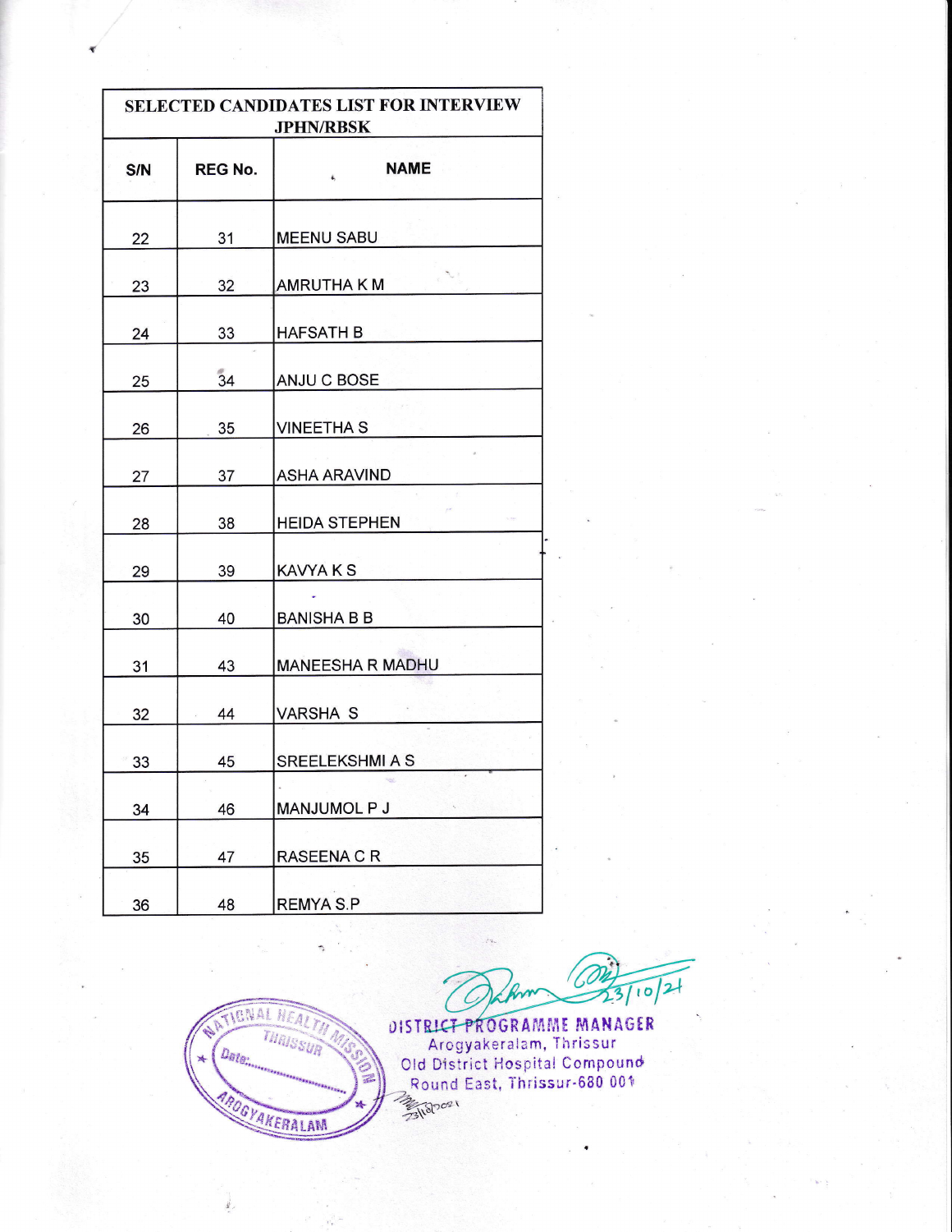| SELECTED CANDIDATES LIST FOR INTERVIEW JPHN/RBSK | | |
|---|---|---|
| **S/N** | **REG No.** | **NAME** |
| 22 | 31 | MEENU SABU |
| 23 | 32 | AMRUTHA K M |
| 24 | 33 | HAFSATH B |
| 25 | 34 | ANJU C BOSE |
| 26 | 35 | VINEETHA S |
| 27 | 37 | ASHA ARAVIND |
| 28 | 38 | HEIDA STEPHEN |
| 29 | 39 | KAVYA K S |
| 30 | 40 | BANISHA B B |
| 31 | 43 | MANEESHA R MADHU |
| 32 | 44 | VARSHA S |
| 33 | 45 | SREELEKSHMI A S |
| 34 | 46 | MANJUMOL P J |
| 35 | 47 | RASEENA C R |
| 36 | 48 | REMYA S.P |

23/10/21

DISTRICT PROGRAMME MANAGER
Arogyakeralam, Thrissur
Old District Hospital Compound
Round East, Thrissur-680 001

NATIONAL HEALTH MISSION
THRISSUR
Date:........................
AROGYAKERALAM